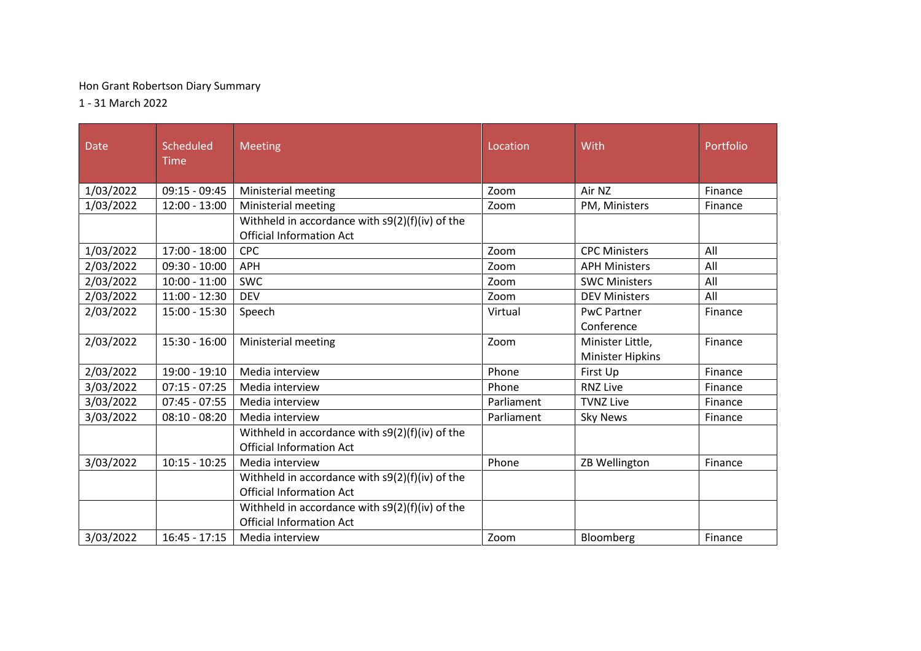Hon Grant Robertson Diary Summary

1 - 31 March 2022

| Date | Scheduled Time | Meeting | Location | With | Portfolio |
|---|---|---|---|---|---|
| 1/03/2022 | 09:15 - 09:45 | Ministerial meeting | Zoom | Air NZ | Finance |
| 1/03/2022 | 12:00 - 13:00 | Ministerial meeting | Zoom | PM, Ministers | Finance |
| | | Withheld in accordance with s9(2)(f)(iv) of the Official Information Act | | | |
| 1/03/2022 | 17:00 - 18:00 | CPC | Zoom | CPC Ministers | All |
| 2/03/2022 | 09:30 - 10:00 | APH | Zoom | APH Ministers | All |
| 2/03/2022 | 10:00 - 11:00 | SWC | Zoom | SWC Ministers | All |
| 2/03/2022 | 11:00 - 12:30 | DEV | Zoom | DEV Ministers | All |
| 2/03/2022 | 15:00 - 15:30 | Speech | Virtual | PwC Partner Conference | Finance |
| 2/03/2022 | 15:30 - 16:00 | Ministerial meeting | Zoom | Minister Little, Minister Hipkins | Finance |
| 2/03/2022 | 19:00 - 19:10 | Media interview | Phone | First Up | Finance |
| 3/03/2022 | 07:15 - 07:25 | Media interview | Phone | RNZ Live | Finance |
| 3/03/2022 | 07:45 - 07:55 | Media interview | Parliament | TVNZ Live | Finance |
| 3/03/2022 | 08:10 - 08:20 | Media interview | Parliament | Sky News | Finance |
| | | Withheld in accordance with s9(2)(f)(iv) of the Official Information Act | | | |
| 3/03/2022 | 10:15 - 10:25 | Media interview | Phone | ZB Wellington | Finance |
| | | Withheld in accordance with s9(2)(f)(iv) of the Official Information Act | | | |
| | | Withheld in accordance with s9(2)(f)(iv) of the Official Information Act | | | |
| 3/03/2022 | 16:45 - 17:15 | Media interview | Zoom | Bloomberg | Finance |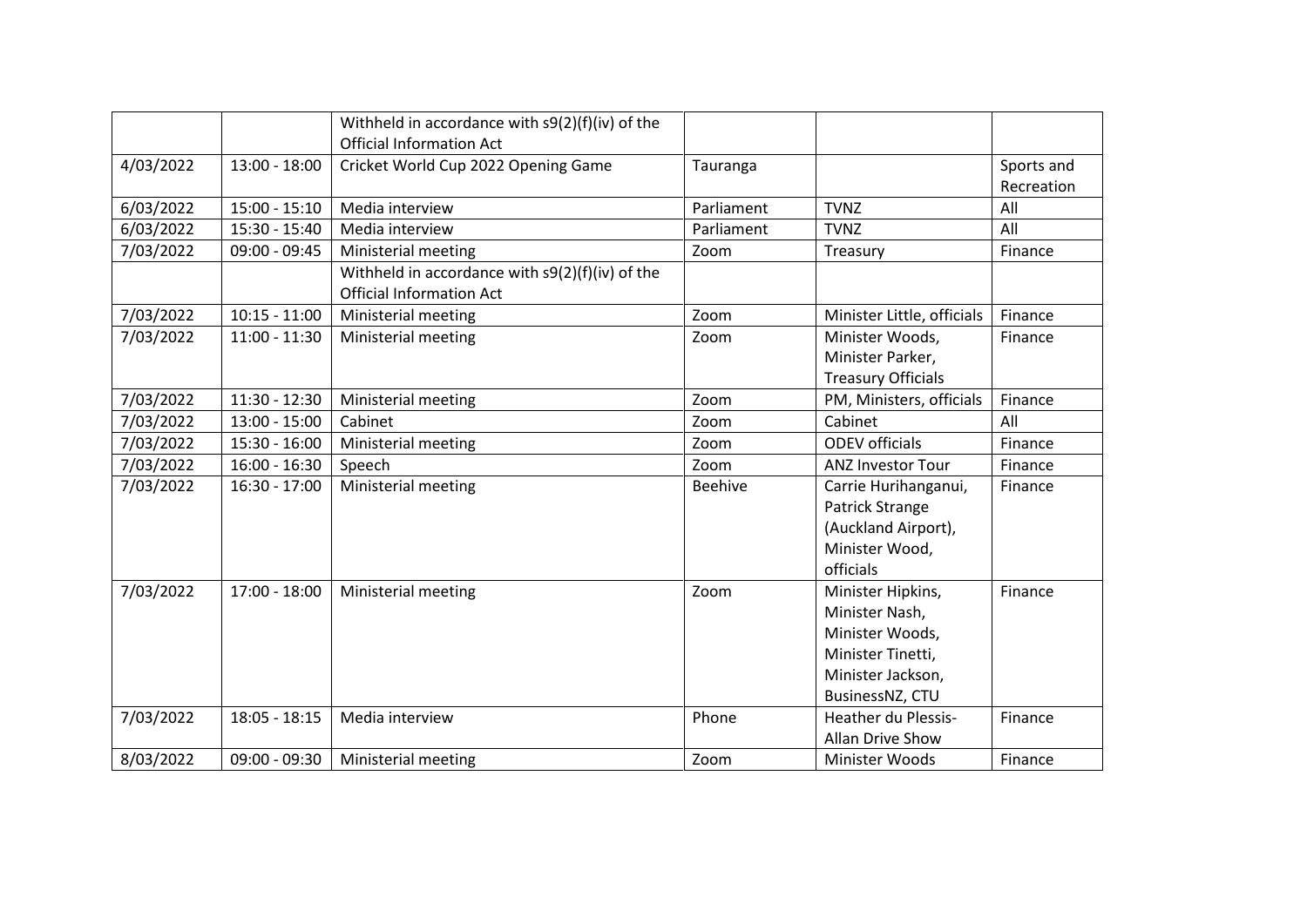| | | | | | |
|---|---|---|---|---|---|
| | | Withheld in accordance with s9(2)(f)(iv) of the Official Information Act | | | |
| 4/03/2022 | 13:00 - 18:00 | Cricket World Cup 2022 Opening Game | Tauranga | | Sports and Recreation |
| 6/03/2022 | 15:00 - 15:10 | Media interview | Parliament | TVNZ | All |
| 6/03/2022 | 15:30 - 15:40 | Media interview | Parliament | TVNZ | All |
| 7/03/2022 | 09:00 - 09:45 | Ministerial meeting | Zoom | Treasury | Finance |
| | | Withheld in accordance with s9(2)(f)(iv) of the Official Information Act | | | |
| 7/03/2022 | 10:15 - 11:00 | Ministerial meeting | Zoom | Minister Little, officials | Finance |
| 7/03/2022 | 11:00 - 11:30 | Ministerial meeting | Zoom | Minister Woods, Minister Parker, Treasury Officials | Finance |
| 7/03/2022 | 11:30 - 12:30 | Ministerial meeting | Zoom | PM, Ministers, officials | Finance |
| 7/03/2022 | 13:00 - 15:00 | Cabinet | Zoom | Cabinet | All |
| 7/03/2022 | 15:30 - 16:00 | Ministerial meeting | Zoom | ODEV officials | Finance |
| 7/03/2022 | 16:00 - 16:30 | Speech | Zoom | ANZ Investor Tour | Finance |
| 7/03/2022 | 16:30 - 17:00 | Ministerial meeting | Beehive | Carrie Hurihanganui, Patrick Strange (Auckland Airport), Minister Wood, officials | Finance |
| 7/03/2022 | 17:00 - 18:00 | Ministerial meeting | Zoom | Minister Hipkins, Minister Nash, Minister Woods, Minister Tinetti, Minister Jackson, BusinessNZ, CTU | Finance |
| 7/03/2022 | 18:05 - 18:15 | Media interview | Phone | Heather du Plessis-Allan Drive Show | Finance |
| 8/03/2022 | 09:00 - 09:30 | Ministerial meeting | Zoom | Minister Woods | Finance |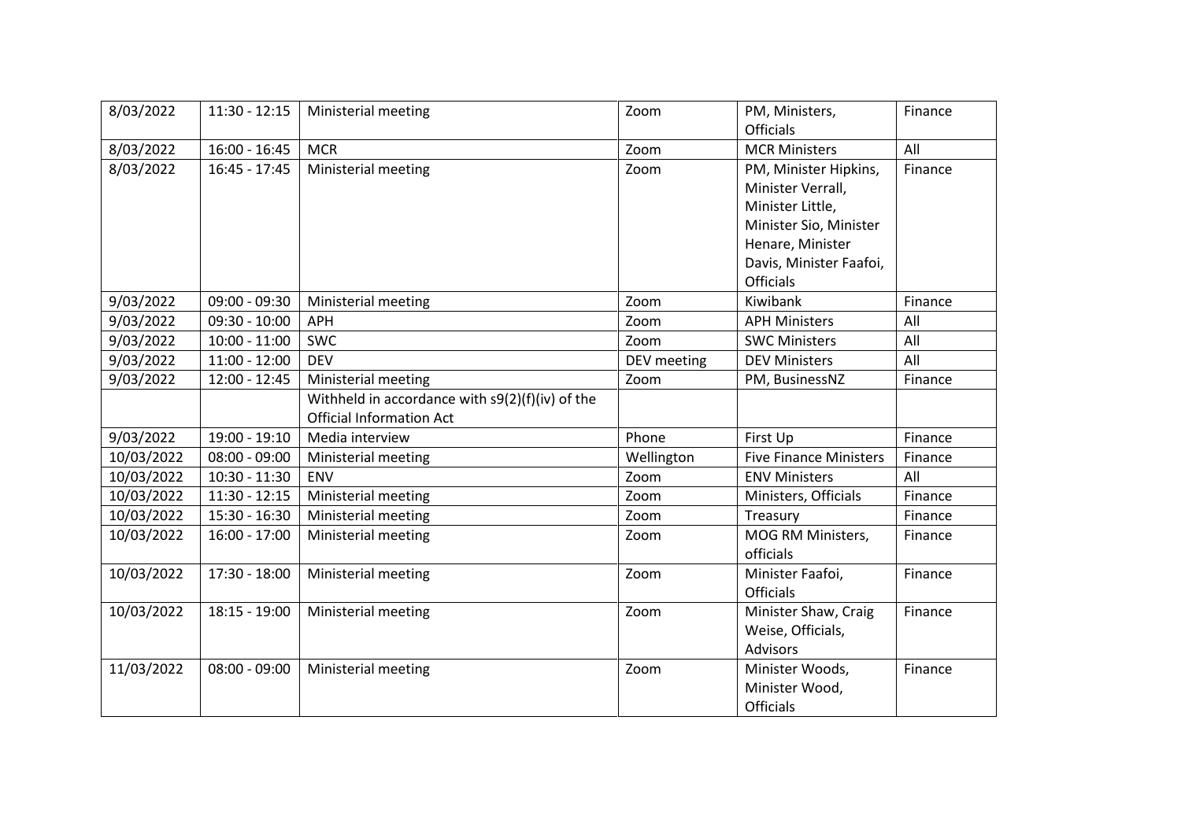| 8/03/2022 | 11:30 - 12:15 | Ministerial meeting | Zoom | PM, Ministers, Officials | Finance |
|---|---|---|---|---|---|
| 8/03/2022 | 16:00 - 16:45 | MCR | Zoom | MCR Ministers | All |
| 8/03/2022 | 16:45 - 17:45 | Ministerial meeting | Zoom | PM, Minister Hipkins, Minister Verrall, Minister Little, Minister Sio, Minister Henare, Minister Davis, Minister Faafoi, Officials | Finance |
| 9/03/2022 | 09:00 - 09:30 | Ministerial meeting | Zoom | Kiwibank | Finance |
| 9/03/2022 | 09:30 - 10:00 | APH | Zoom | APH Ministers | All |
| 9/03/2022 | 10:00 - 11:00 | SWC | Zoom | SWC Ministers | All |
| 9/03/2022 | 11:00 - 12:00 | DEV | DEV meeting | DEV Ministers | All |
| 9/03/2022 | 12:00 - 12:45 | Ministerial meeting | Zoom | PM, BusinessNZ | Finance |
| | | Withheld in accordance with s9(2)(f)(iv) of the Official Information Act | | | |
| 9/03/2022 | 19:00 - 19:10 | Media interview | Phone | First Up | Finance |
| 10/03/2022 | 08:00 - 09:00 | Ministerial meeting | Wellington | Five Finance Ministers | Finance |
| 10/03/2022 | 10:30 - 11:30 | ENV | Zoom | ENV Ministers | All |
| 10/03/2022 | 11:30 - 12:15 | Ministerial meeting | Zoom | Ministers, Officials | Finance |
| 10/03/2022 | 15:30 - 16:30 | Ministerial meeting | Zoom | Treasury | Finance |
| 10/03/2022 | 16:00 - 17:00 | Ministerial meeting | Zoom | MOG RM Ministers, officials | Finance |
| 10/03/2022 | 17:30 - 18:00 | Ministerial meeting | Zoom | Minister Faafoi, Officials | Finance |
| 10/03/2022 | 18:15 - 19:00 | Ministerial meeting | Zoom | Minister Shaw, Craig Weise, Officials, Advisors | Finance |
| 11/03/2022 | 08:00 - 09:00 | Ministerial meeting | Zoom | Minister Woods, Minister Wood, Officials | Finance |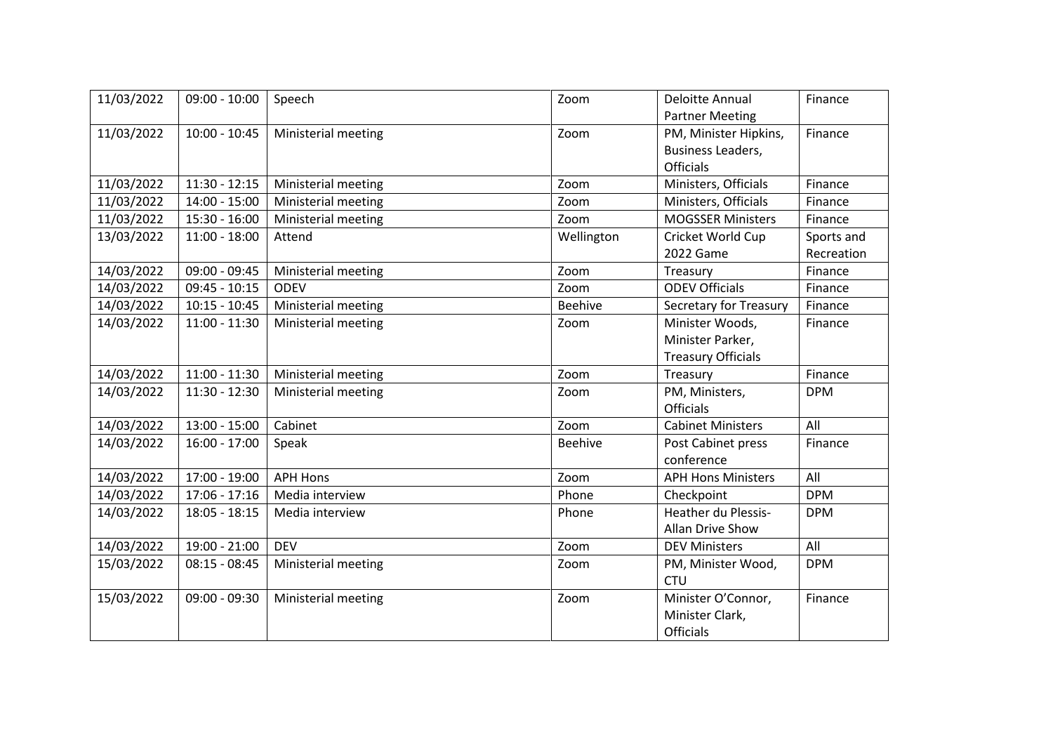| 11/03/2022 | 09:00 - 10:00 | Speech | Zoom | Deloitte Annual Partner Meeting | Finance |
|---|---|---|---|---|---|
| 11/03/2022 | 10:00 - 10:45 | Ministerial meeting | Zoom | PM, Minister Hipkins, Business Leaders, Officials | Finance |
| 11/03/2022 | 11:30 - 12:15 | Ministerial meeting | Zoom | Ministers, Officials | Finance |
| 11/03/2022 | 14:00 - 15:00 | Ministerial meeting | Zoom | Ministers, Officials | Finance |
| 11/03/2022 | 15:30 - 16:00 | Ministerial meeting | Zoom | MOGSSER Ministers | Finance |
| 13/03/2022 | 11:00 - 18:00 | Attend | Wellington | Cricket World Cup 2022 Game | Sports and Recreation |
| 14/03/2022 | 09:00 - 09:45 | Ministerial meeting | Zoom | Treasury | Finance |
| 14/03/2022 | 09:45 - 10:15 | ODEV | Zoom | ODEV Officials | Finance |
| 14/03/2022 | 10:15 - 10:45 | Ministerial meeting | Beehive | Secretary for Treasury | Finance |
| 14/03/2022 | 11:00 - 11:30 | Ministerial meeting | Zoom | Minister Woods, Minister Parker, Treasury Officials | Finance |
| 14/03/2022 | 11:00 - 11:30 | Ministerial meeting | Zoom | Treasury | Finance |
| 14/03/2022 | 11:30 - 12:30 | Ministerial meeting | Zoom | PM, Ministers, Officials | DPM |
| 14/03/2022 | 13:00 - 15:00 | Cabinet | Zoom | Cabinet Ministers | All |
| 14/03/2022 | 16:00 - 17:00 | Speak | Beehive | Post Cabinet press conference | Finance |
| 14/03/2022 | 17:00 - 19:00 | APH Hons | Zoom | APH Hons Ministers | All |
| 14/03/2022 | 17:06 - 17:16 | Media interview | Phone | Checkpoint | DPM |
| 14/03/2022 | 18:05 - 18:15 | Media interview | Phone | Heather du Plessis-Allan Drive Show | DPM |
| 14/03/2022 | 19:00 - 21:00 | DEV | Zoom | DEV Ministers | All |
| 15/03/2022 | 08:15 - 08:45 | Ministerial meeting | Zoom | PM, Minister Wood, CTU | DPM |
| 15/03/2022 | 09:00 - 09:30 | Ministerial meeting | Zoom | Minister O'Connor, Minister Clark, Officials | Finance |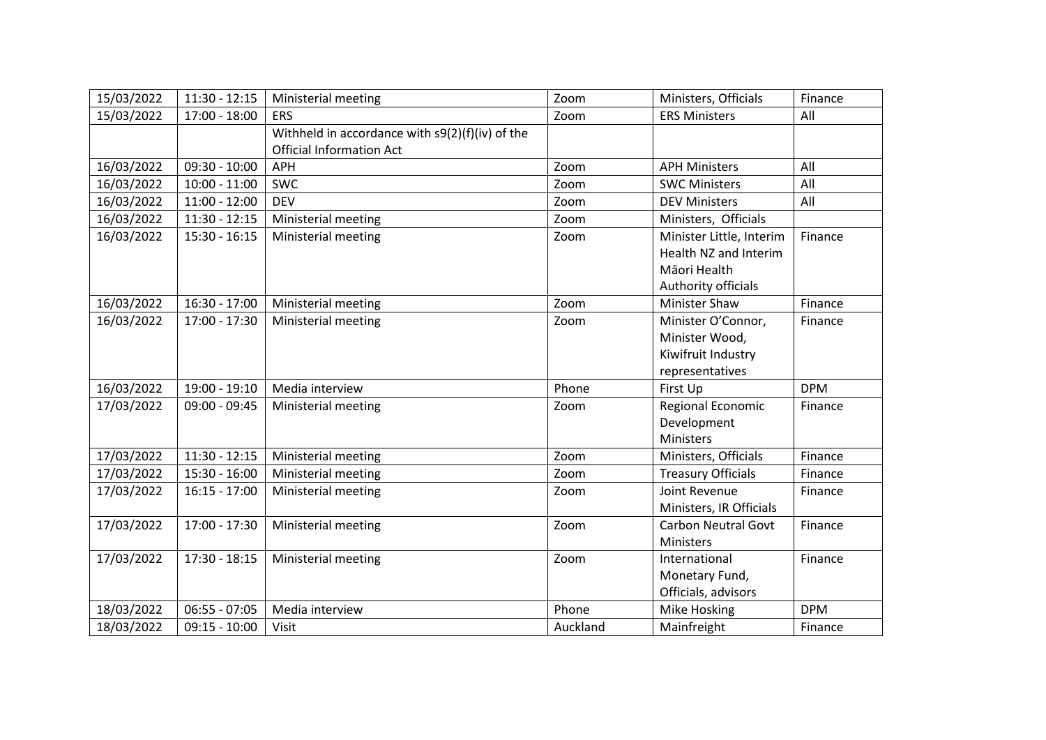| | | | | | |
|---|---|---|---|---|---|
| 15/03/2022 | 11:30 - 12:15 | Ministerial meeting | Zoom | Ministers, Officials | Finance |
| 15/03/2022 | 17:00 - 18:00 | ERS | Zoom | ERS Ministers | All |
| | | Withheld in accordance with s9(2)(f)(iv) of the Official Information Act | | | |
| 16/03/2022 | 09:30 - 10:00 | APH | Zoom | APH Ministers | All |
| 16/03/2022 | 10:00 - 11:00 | SWC | Zoom | SWC Ministers | All |
| 16/03/2022 | 11:00 - 12:00 | DEV | Zoom | DEV Ministers | All |
| 16/03/2022 | 11:30 - 12:15 | Ministerial meeting | Zoom | Ministers, Officials | |
| 16/03/2022 | 15:30 - 16:15 | Ministerial meeting | Zoom | Minister Little, Interim Health NZ and Interim Māori Health Authority officials | Finance |
| 16/03/2022 | 16:30 - 17:00 | Ministerial meeting | Zoom | Minister Shaw | Finance |
| 16/03/2022 | 17:00 - 17:30 | Ministerial meeting | Zoom | Minister O'Connor, Minister Wood, Kiwifruit Industry representatives | Finance |
| 16/03/2022 | 19:00 - 19:10 | Media interview | Phone | First Up | DPM |
| 17/03/2022 | 09:00 - 09:45 | Ministerial meeting | Zoom | Regional Economic Development Ministers | Finance |
| 17/03/2022 | 11:30 - 12:15 | Ministerial meeting | Zoom | Ministers, Officials | Finance |
| 17/03/2022 | 15:30 - 16:00 | Ministerial meeting | Zoom | Treasury Officials | Finance |
| 17/03/2022 | 16:15 - 17:00 | Ministerial meeting | Zoom | Joint Revenue Ministers, IR Officials | Finance |
| 17/03/2022 | 17:00 - 17:30 | Ministerial meeting | Zoom | Carbon Neutral Govt Ministers | Finance |
| 17/03/2022 | 17:30 - 18:15 | Ministerial meeting | Zoom | International Monetary Fund, Officials, advisors | Finance |
| 18/03/2022 | 06:55 - 07:05 | Media interview | Phone | Mike Hosking | DPM |
| 18/03/2022 | 09:15 - 10:00 | Visit | Auckland | Mainfreight | Finance |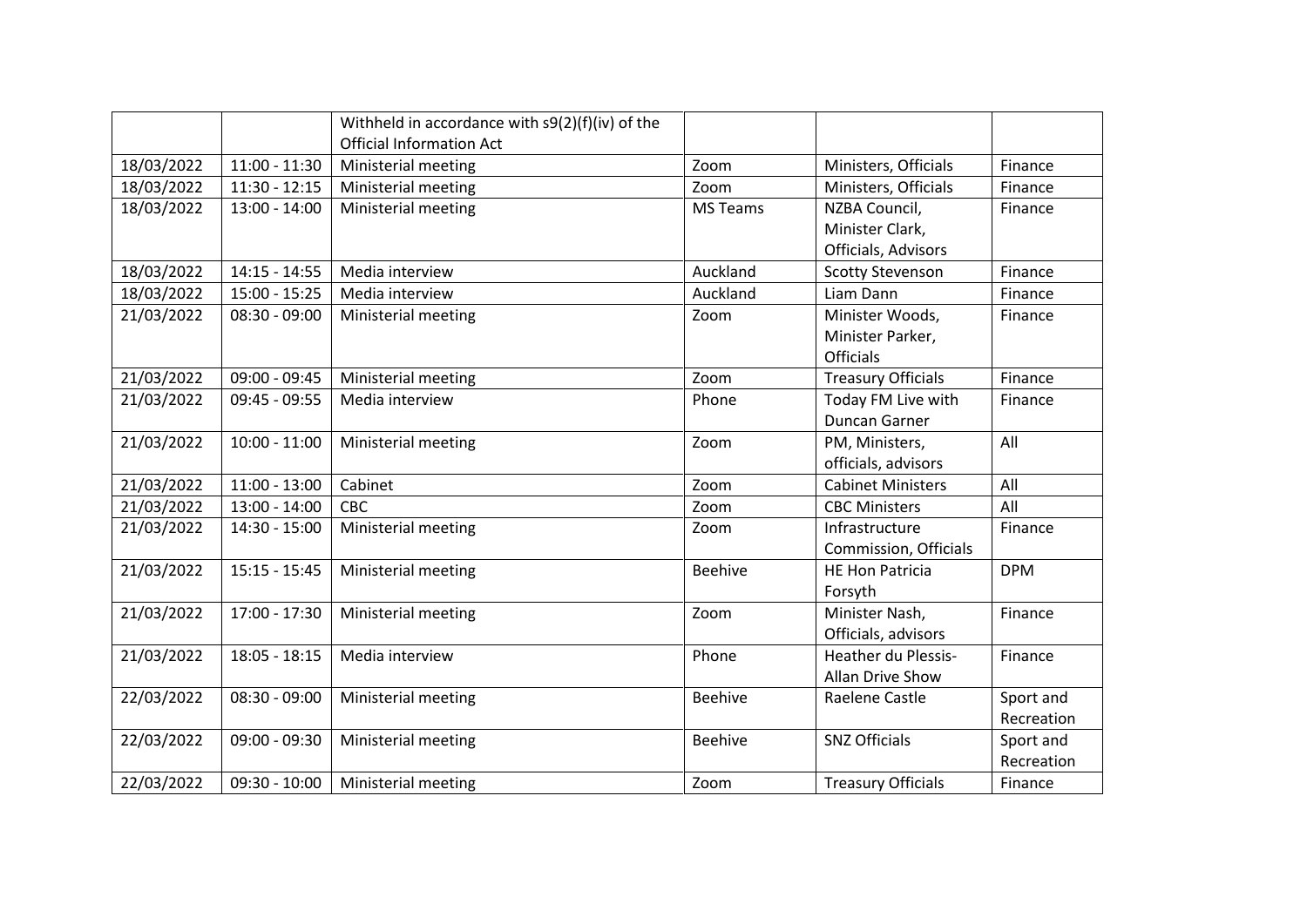| | | | | | |
|---|---|---|---|---|---|
| | | Withheld in accordance with s9(2)(f)(iv) of the Official Information Act | | | |
| 18/03/2022 | 11:00 - 11:30 | Ministerial meeting | Zoom | Ministers, Officials | Finance |
| 18/03/2022 | 11:30 - 12:15 | Ministerial meeting | Zoom | Ministers, Officials | Finance |
| 18/03/2022 | 13:00 - 14:00 | Ministerial meeting | MS Teams | NZBA Council, Minister Clark, Officials, Advisors | Finance |
| 18/03/2022 | 14:15 - 14:55 | Media interview | Auckland | Scotty Stevenson | Finance |
| 18/03/2022 | 15:00 - 15:25 | Media interview | Auckland | Liam Dann | Finance |
| 21/03/2022 | 08:30 - 09:00 | Ministerial meeting | Zoom | Minister Woods, Minister Parker, Officials | Finance |
| 21/03/2022 | 09:00 - 09:45 | Ministerial meeting | Zoom | Treasury Officials | Finance |
| 21/03/2022 | 09:45 - 09:55 | Media interview | Phone | Today FM Live with Duncan Garner | Finance |
| 21/03/2022 | 10:00 - 11:00 | Ministerial meeting | Zoom | PM, Ministers, officials, advisors | All |
| 21/03/2022 | 11:00 - 13:00 | Cabinet | Zoom | Cabinet Ministers | All |
| 21/03/2022 | 13:00 - 14:00 | CBC | Zoom | CBC Ministers | All |
| 21/03/2022 | 14:30 - 15:00 | Ministerial meeting | Zoom | Infrastructure Commission, Officials | Finance |
| 21/03/2022 | 15:15 - 15:45 | Ministerial meeting | Beehive | HE Hon Patricia Forsyth | DPM |
| 21/03/2022 | 17:00 - 17:30 | Ministerial meeting | Zoom | Minister Nash, Officials, advisors | Finance |
| 21/03/2022 | 18:05 - 18:15 | Media interview | Phone | Heather du Plessis-Allan Drive Show | Finance |
| 22/03/2022 | 08:30 - 09:00 | Ministerial meeting | Beehive | Raelene Castle | Sport and Recreation |
| 22/03/2022 | 09:00 - 09:30 | Ministerial meeting | Beehive | SNZ Officials | Sport and Recreation |
| 22/03/2022 | 09:30 - 10:00 | Ministerial meeting | Zoom | Treasury Officials | Finance |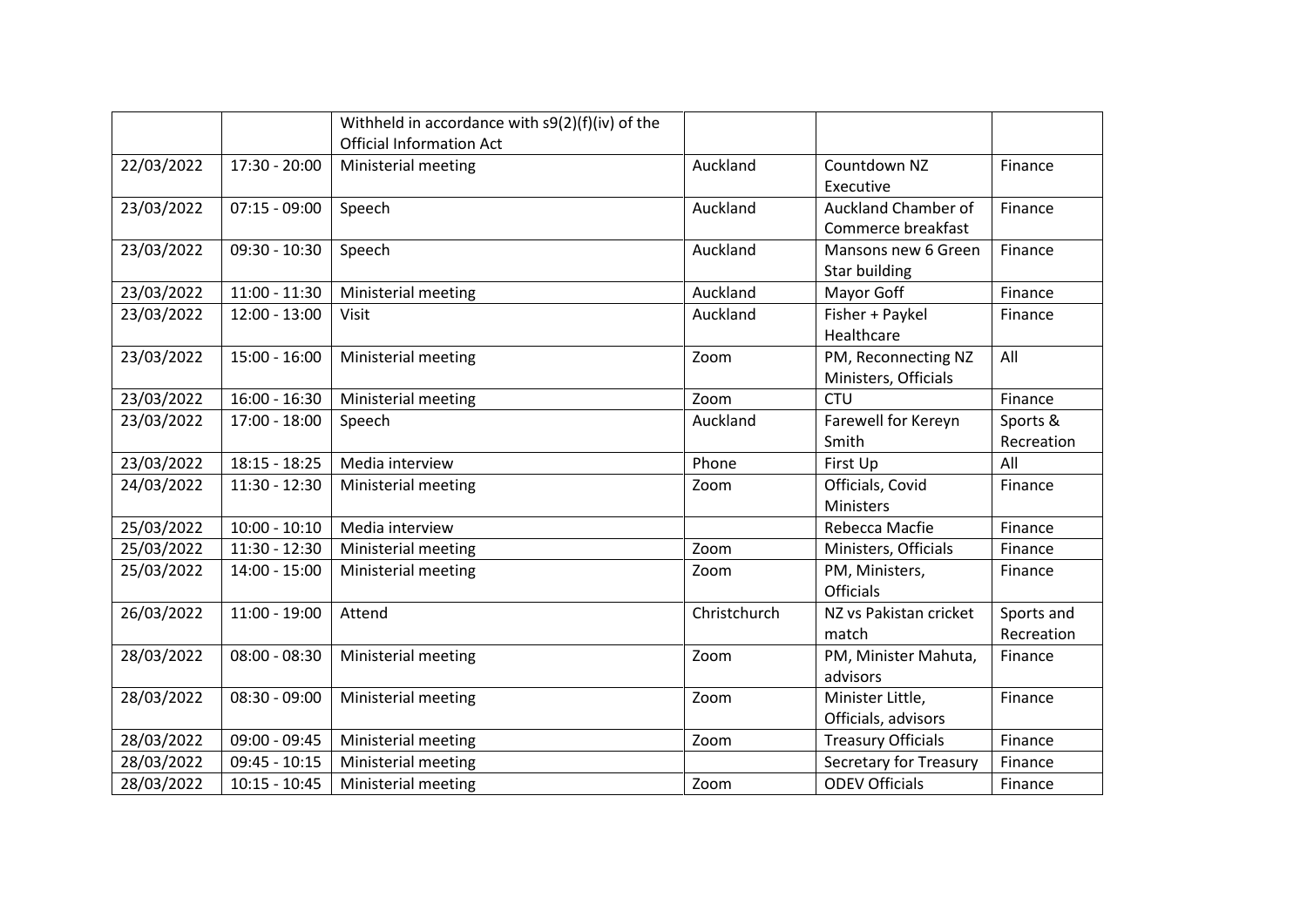| | | | | | |
|---|---|---|---|---|---|
| | | Withheld in accordance with s9(2)(f)(iv) of the Official Information Act | | | |
| 22/03/2022 | 17:30 - 20:00 | Ministerial meeting | Auckland | Countdown NZ Executive | Finance |
| 23/03/2022 | 07:15 - 09:00 | Speech | Auckland | Auckland Chamber of Commerce breakfast | Finance |
| 23/03/2022 | 09:30 - 10:30 | Speech | Auckland | Mansons new 6 Green Star building | Finance |
| 23/03/2022 | 11:00 - 11:30 | Ministerial meeting | Auckland | Mayor Goff | Finance |
| 23/03/2022 | 12:00 - 13:00 | Visit | Auckland | Fisher + Paykel Healthcare | Finance |
| 23/03/2022 | 15:00 - 16:00 | Ministerial meeting | Zoom | PM, Reconnecting NZ Ministers, Officials | All |
| 23/03/2022 | 16:00 - 16:30 | Ministerial meeting | Zoom | CTU | Finance |
| 23/03/2022 | 17:00 - 18:00 | Speech | Auckland | Farewell for Kereyn Smith | Sports & Recreation |
| 23/03/2022 | 18:15 - 18:25 | Media interview | Phone | First Up | All |
| 24/03/2022 | 11:30 - 12:30 | Ministerial meeting | Zoom | Officials, Covid Ministers | Finance |
| 25/03/2022 | 10:00 - 10:10 | Media interview | | Rebecca Macfie | Finance |
| 25/03/2022 | 11:30 - 12:30 | Ministerial meeting | Zoom | Ministers, Officials | Finance |
| 25/03/2022 | 14:00 - 15:00 | Ministerial meeting | Zoom | PM, Ministers, Officials | Finance |
| 26/03/2022 | 11:00 - 19:00 | Attend | Christchurch | NZ vs Pakistan cricket match | Sports and Recreation |
| 28/03/2022 | 08:00 - 08:30 | Ministerial meeting | Zoom | PM, Minister Mahuta, advisors | Finance |
| 28/03/2022 | 08:30 - 09:00 | Ministerial meeting | Zoom | Minister Little, Officials, advisors | Finance |
| 28/03/2022 | 09:00 - 09:45 | Ministerial meeting | Zoom | Treasury Officials | Finance |
| 28/03/2022 | 09:45 - 10:15 | Ministerial meeting | | Secretary for Treasury | Finance |
| 28/03/2022 | 10:15 - 10:45 | Ministerial meeting | Zoom | ODEV Officials | Finance |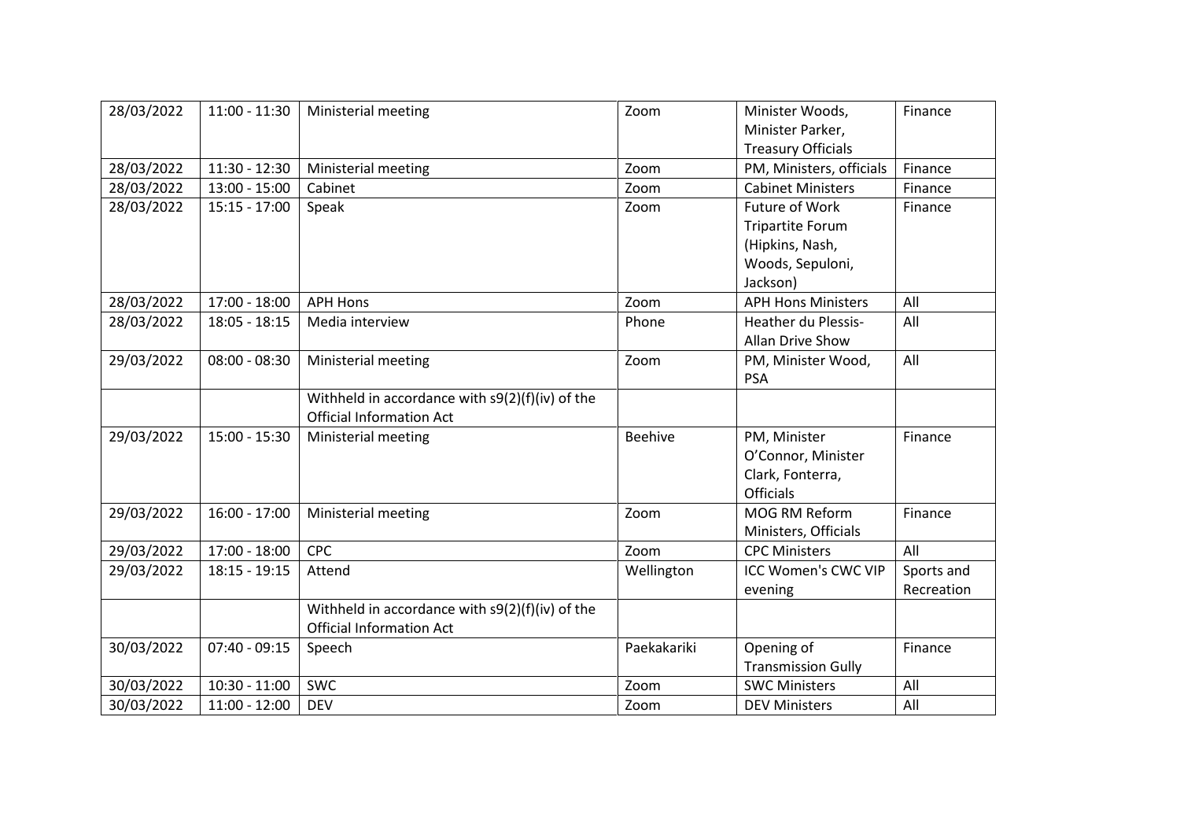| 28/03/2022 | 11:00 - 11:30 | Ministerial meeting | Zoom | Minister Woods, Minister Parker, Treasury Officials | Finance |
|---|---|---|---|---|---|
| 28/03/2022 | 11:30 - 12:30 | Ministerial meeting | Zoom | PM, Ministers, officials | Finance |
| 28/03/2022 | 13:00 - 15:00 | Cabinet | Zoom | Cabinet Ministers | Finance |
| 28/03/2022 | 15:15 - 17:00 | Speak | Zoom | Future of Work Tripartite Forum (Hipkins, Nash, Woods, Sepuloni, Jackson) | Finance |
| 28/03/2022 | 17:00 - 18:00 | APH Hons | Zoom | APH Hons Ministers | All |
| 28/03/2022 | 18:05 - 18:15 | Media interview | Phone | Heather du Plessis-Allan Drive Show | All |
| 29/03/2022 | 08:00 - 08:30 | Ministerial meeting | Zoom | PM, Minister Wood, PSA | All |
| | | Withheld in accordance with s9(2)(f)(iv) of the Official Information Act | | | |
| 29/03/2022 | 15:00 - 15:30 | Ministerial meeting | Beehive | PM, Minister O'Connor, Minister Clark, Fonterra, Officials | Finance |
| 29/03/2022 | 16:00 - 17:00 | Ministerial meeting | Zoom | MOG RM Reform Ministers, Officials | Finance |
| 29/03/2022 | 17:00 - 18:00 | CPC | Zoom | CPC Ministers | All |
| 29/03/2022 | 18:15 - 19:15 | Attend | Wellington | ICC Women's CWC VIP evening | Sports and Recreation |
| | | Withheld in accordance with s9(2)(f)(iv) of the Official Information Act | | | |
| 30/03/2022 | 07:40 - 09:15 | Speech | Paekakariki | Opening of Transmission Gully | Finance |
| 30/03/2022 | 10:30 - 11:00 | SWC | Zoom | SWC Ministers | All |
| 30/03/2022 | 11:00 - 12:00 | DEV | Zoom | DEV Ministers | All |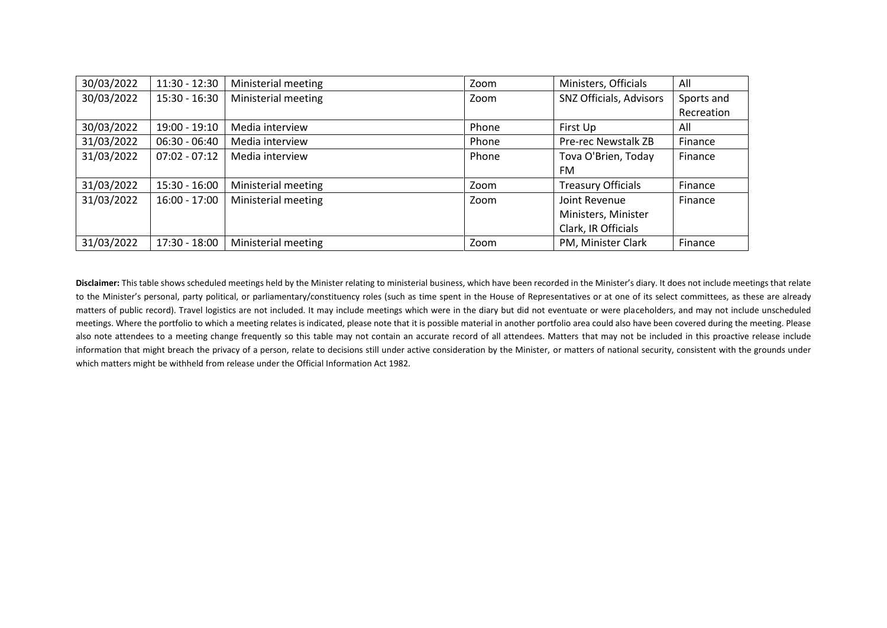| | | | | | |
|---|---|---|---|---|---|
| 30/03/2022 | 11:30 - 12:30 | Ministerial meeting | Zoom | Ministers, Officials | All |
| 30/03/2022 | 15:30 - 16:30 | Ministerial meeting | Zoom | SNZ Officials, Advisors | Sports and Recreation |
| 30/03/2022 | 19:00 - 19:10 | Media interview | Phone | First Up | All |
| 31/03/2022 | 06:30 - 06:40 | Media interview | Phone | Pre-rec Newstalk ZB | Finance |
| 31/03/2022 | 07:02 - 07:12 | Media interview | Phone | Tova O'Brien, Today FM | Finance |
| 31/03/2022 | 15:30 - 16:00 | Ministerial meeting | Zoom | Treasury Officials | Finance |
| 31/03/2022 | 16:00 - 17:00 | Ministerial meeting | Zoom | Joint Revenue Ministers, Minister Clark, IR Officials | Finance |
| 31/03/2022 | 17:30 - 18:00 | Ministerial meeting | Zoom | PM, Minister Clark | Finance |

**Disclaimer:** This table shows scheduled meetings held by the Minister relating to ministerial business, which have been recorded in the Minister's diary. It does not include meetings that relate to the Minister's personal, party political, or parliamentary/constituency roles (such as time spent in the House of Representatives or at one of its select committees, as these are already matters of public record). Travel logistics are not included. It may include meetings which were in the diary but did not eventuate or were placeholders, and may not include unscheduled meetings. Where the portfolio to which a meeting relates is indicated, please note that it is possible material in another portfolio area could also have been covered during the meeting. Please also note attendees to a meeting change frequently so this table may not contain an accurate record of all attendees. Matters that may not be included in this proactive release include information that might breach the privacy of a person, relate to decisions still under active consideration by the Minister, or matters of national security, consistent with the grounds under which matters might be withheld from release under the Official Information Act 1982.